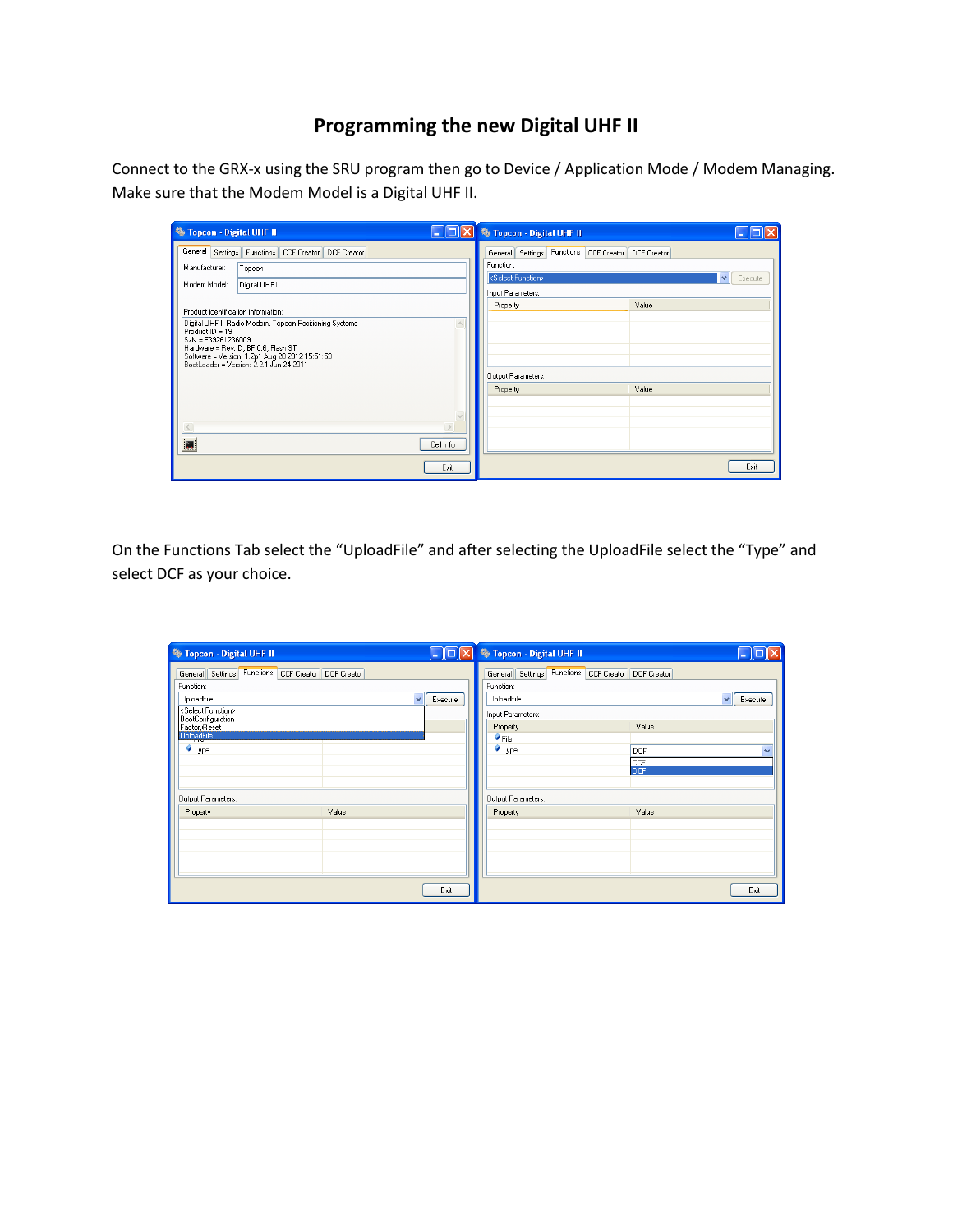# Programming the new Digital UHF II

Connect to the GRX-x using the SRU program then go to Device / Application Mode / Modem Managing. Make sure that the Modem Model is a Digital UHF II.

On the Functions Tab select the “UploadFile” and after selecting the UploadFile select the “Type” and select DCF as your choice.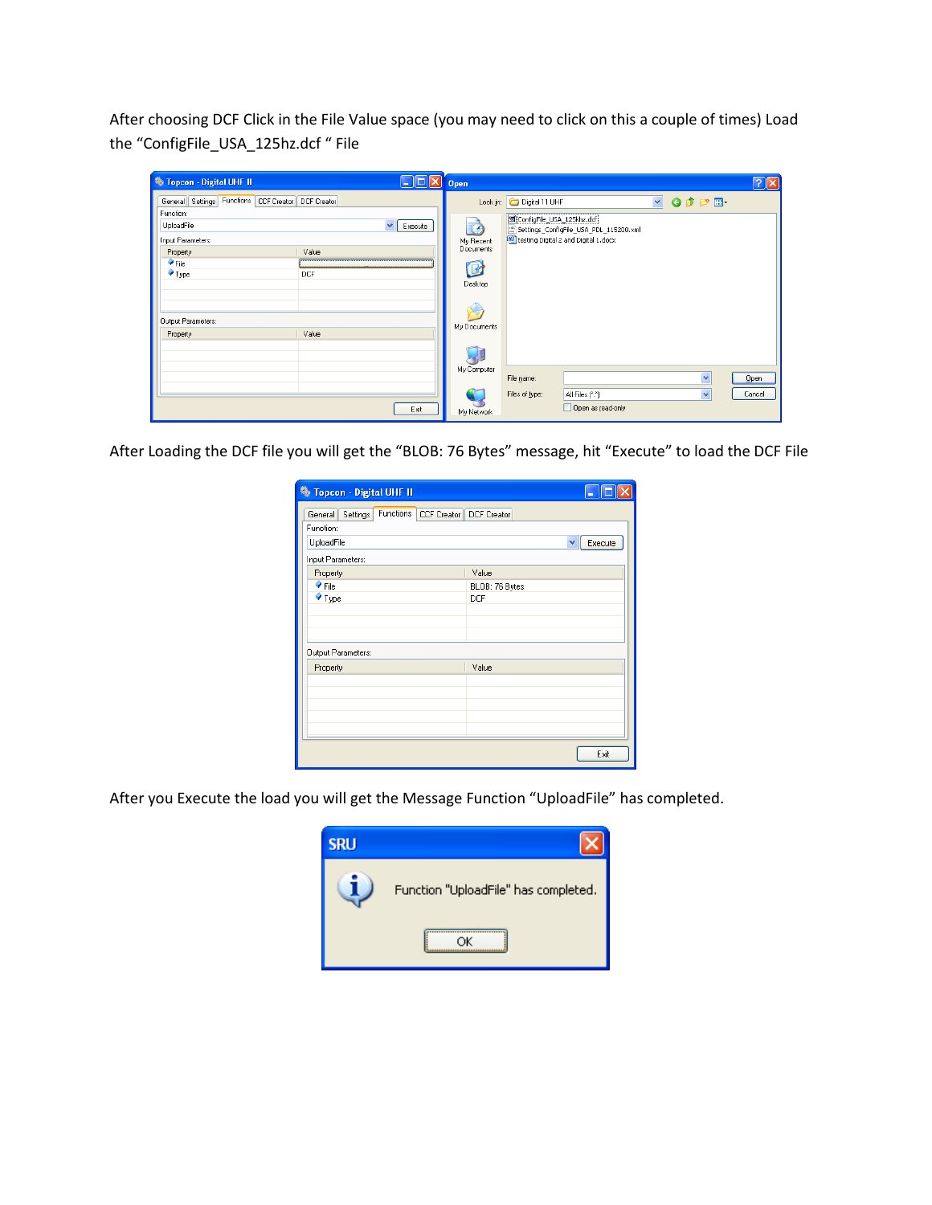After choosing DCF Click in the File Value space (you may need to click on this a couple of times) Load the “ConfigFile_USA_125hz.dcf ” File

After Loading the DCF file you will get the “BLOB: 76 Bytes” message, hit “Execute” to load the DCF File

After you Execute the load you will get the Message Function “UploadFile” has completed.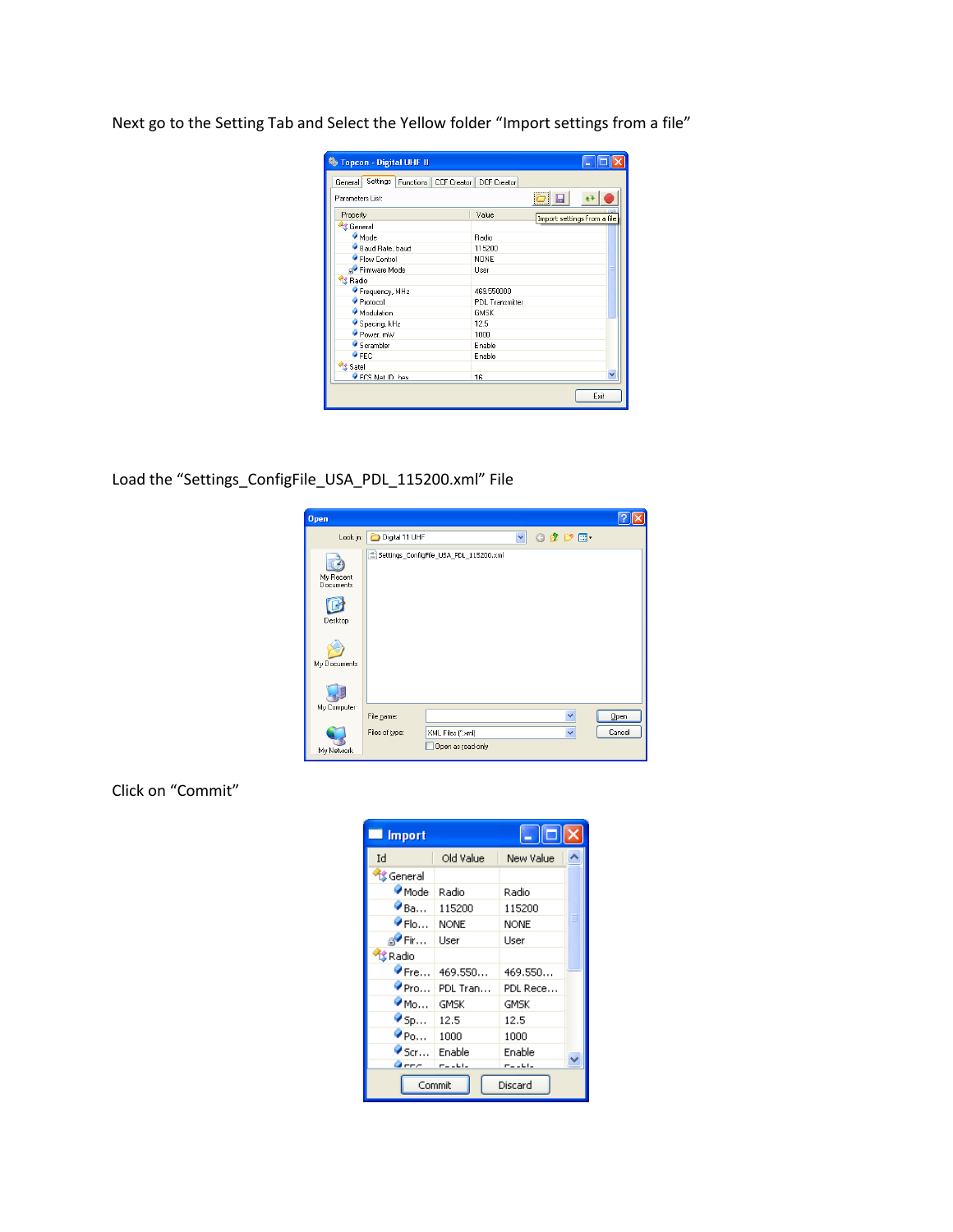Next go to the Setting Tab and Select the Yellow folder “Import settings from a file”

Load the “Settings_ConfigFile_USA_PDL_115200.xml” File

Click on “Commit”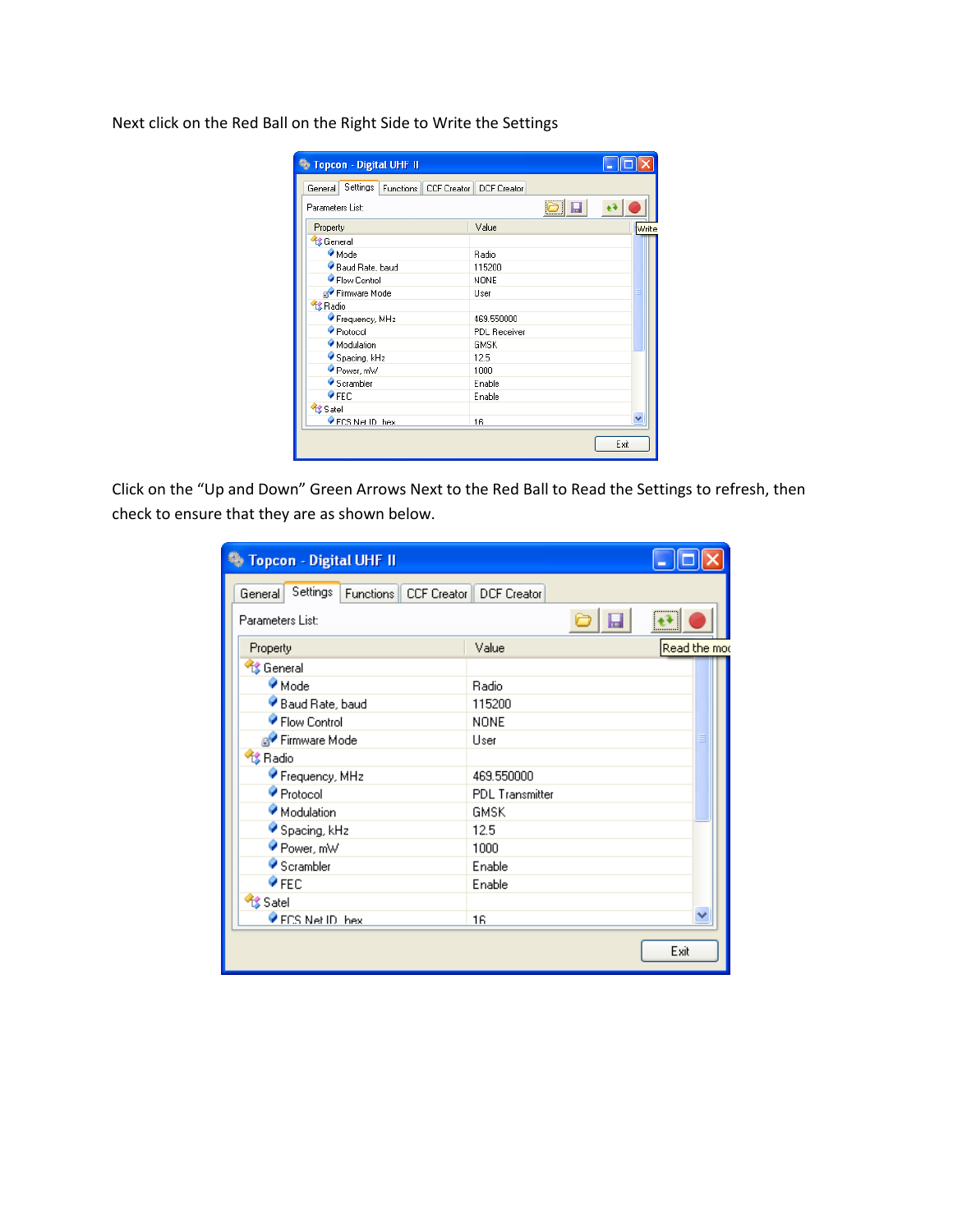Next click on the Red Ball on the Right Side to Write the Settings

**Topcon - Digital UHF II**

General | Settings | Functions | CCF Creator | DCF Creator

Parameters List:

| Property | Value |
|---|---|
| General | |
| Mode | Radio |
| Baud Rate, baud | 115200 |
| Flow Control | NONE |
| Firmware Mode | User |
| Radio | |
| Frequency, MHz | 469.550000 |
| Protocol | PDL Receiver |
| Modulation | GMSK |
| Spacing, kHz | 12.5 |
| Power, mW | 1000 |
| Scrambler | Enable |
| FEC | Enable |
| Satel | |
| FCS Net ID, hex | 16 |

Write

Exit

Click on the "Up and Down" Green Arrows Next to the Red Ball to Read the Settings to refresh, then check to ensure that they are as shown below.

**Topcon - Digital UHF II**

General | Settings | Functions | CCF Creator | DCF Creator

Parameters List:

| Property | Value |
|---|---|
| General | |
| Mode | Radio |
| Baud Rate, baud | 115200 |
| Flow Control | NONE |
| Firmware Mode | User |
| Radio | |
| Frequency, MHz | 469.550000 |
| Protocol | PDL Transmitter |
| Modulation | GMSK |
| Spacing, kHz | 12.5 |
| Power, mW | 1000 |
| Scrambler | Enable |
| FEC | Enable |
| Satel | |
| FCS Net ID, hex | 16 |

Read the mod

Exit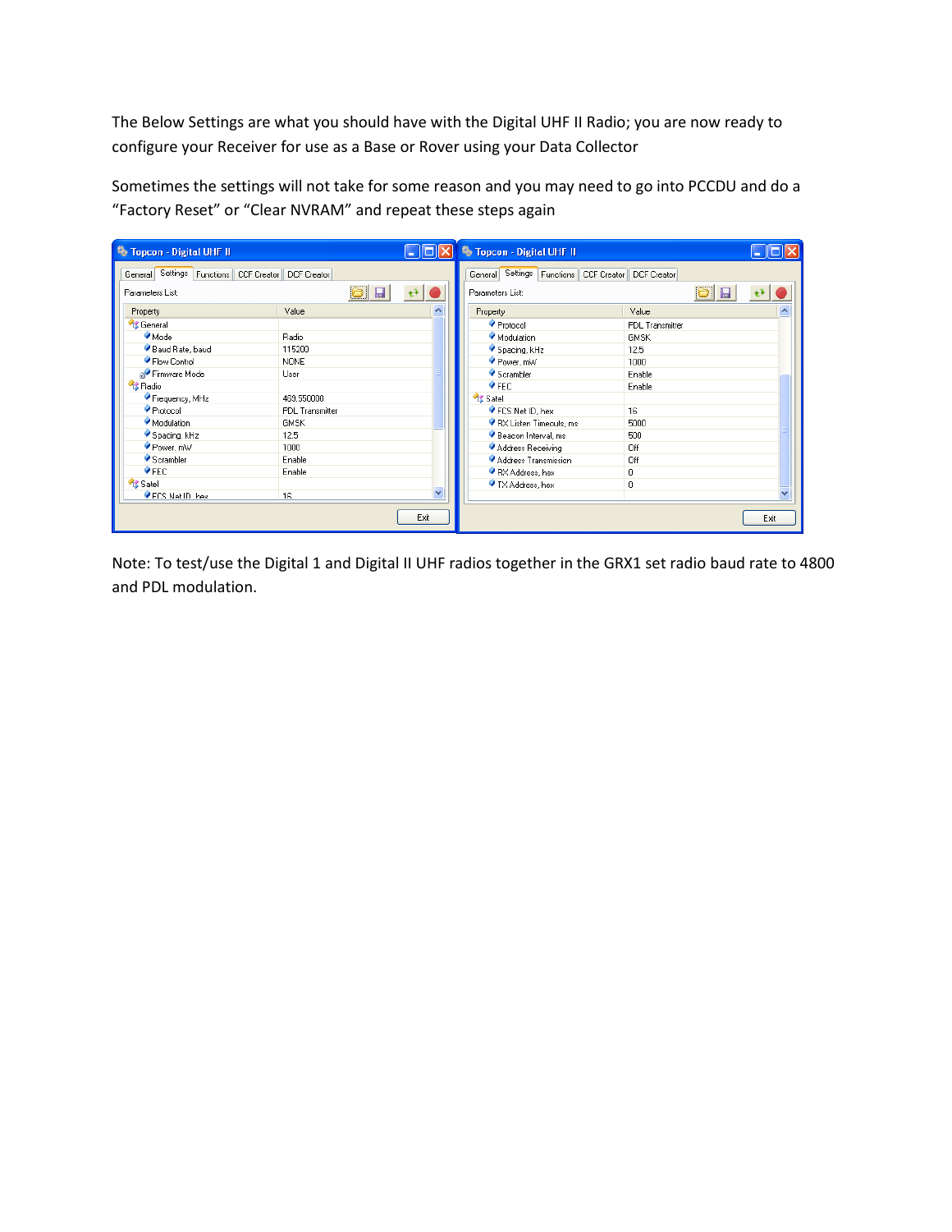The Below Settings are what you should have with the Digital UHF II Radio; you are now ready to configure your Receiver for use as a Base or Rover using your Data Collector

Sometimes the settings will not take for some reason and you may need to go into PCCDU and do a "Factory Reset" or "Clear NVRAM" and repeat these steps again

Topcon - Digital UHF II

General | Settings | Functions | CCF Creator | DCF Creator

Parameters List

| Property | Value |
|---|---|
| General | |
| Mode | Radio |
| Baud Rate, baud | 115200 |
| Flow Control | NONE |
| Firmware Mode | User |
| Radio | |
| Frequency, MHz | 469.550000 |
| Protocol | PDL Transmitter |
| Modulation | GMSK |
| Spacing, kHz | 12.5 |
| Power, mW | 1000 |
| Scrambler | Enable |
| FEC | Enable |
| Satel | |
| FCS Net ID, hex | 16 |

Exit

Topcon - Digital UHF II

General | Settings | Functions | CCF Creator | DCF Creator

Parameters List:

| Property | Value |
|---|---|
| Protocol | PDL Transmitter |
| Modulation | GMSK |
| Spacing, kHz | 12.5 |
| Power, mW | 1000 |
| Scrambler | Enable |
| FEC | Enable |
| Satel | |
| FCS Net ID, hex | 16 |
| RX Listen Timeouts, ms | 5000 |
| Beacon Interval, ms | 500 |
| Address Receiving | Off |
| Address Transmission | Off |
| RX Address, hex | 0 |
| TX Address, hex | 0 |

Exit

Note: To test/use the Digital 1 and Digital II UHF radios together in the GRX1 set radio baud rate to 4800 and PDL modulation.